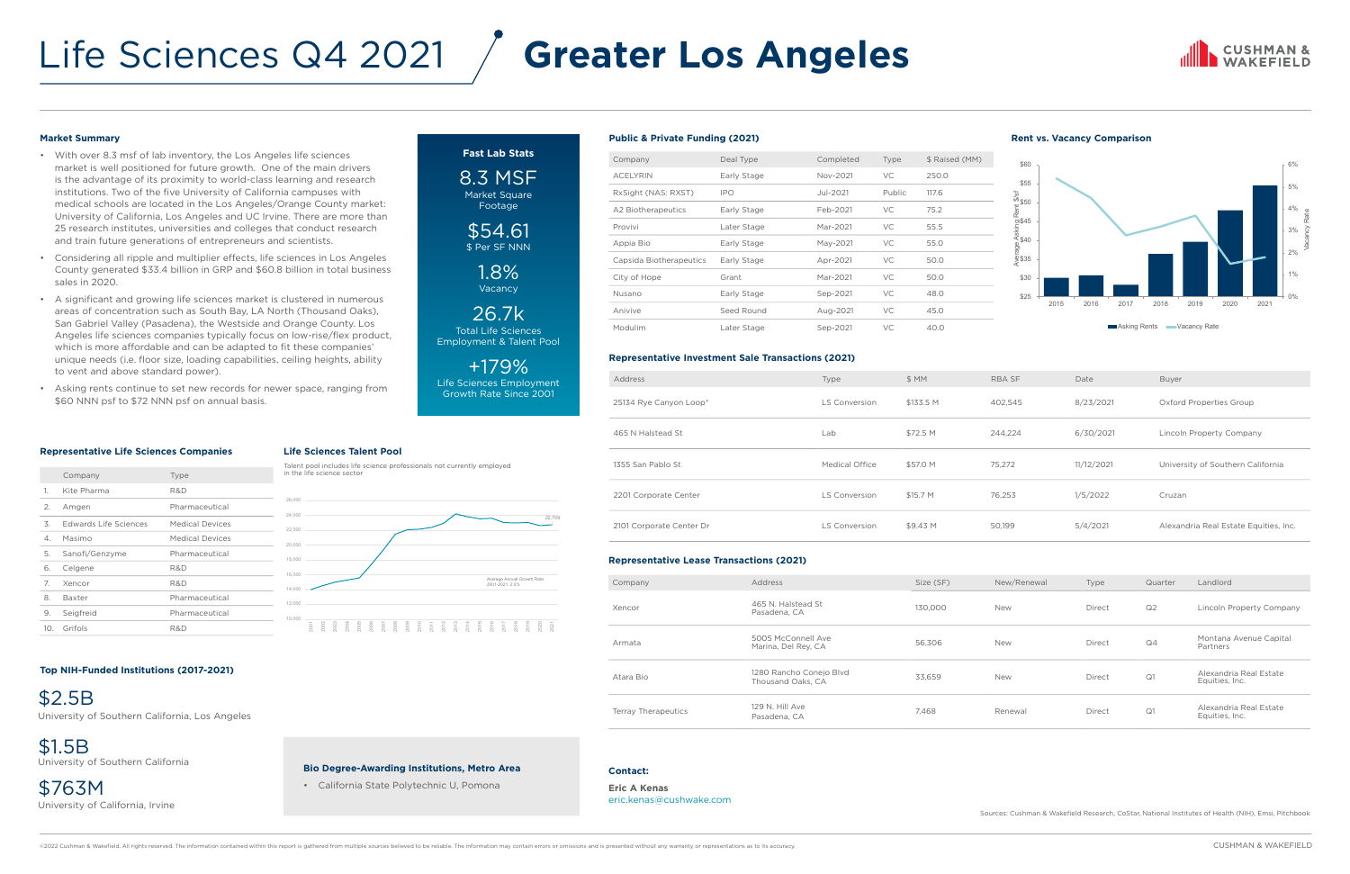# Life Sciences Q4 2021 / Greater Los Angeles

CUSHMAN & WAKEFIELD

## Market Summary

- With over 8.3 msf of lab inventory, the Los Angeles life sciences market is well positioned for future growth. One of the main drivers is the advantage of its proximity to world-class learning and research institutions. Two of the five University of California campuses with medical schools are located in the Los Angeles/Orange County market: University of California, Los Angeles and UC Irvine. There are more than 25 research institutes, universities and colleges that conduct research and train future generations of entrepreneurs and scientists.
- Considering all ripple and multiplier effects, life sciences in Los Angeles County generated $33.4 billion in GRP and $60.8 billion in total business sales in 2020.
- A significant and growing life sciences market is clustered in numerous areas of concentration such as South Bay, LA North (Thousand Oaks), San Gabriel Valley (Pasadena), the Westside and Orange County. Los Angeles life sciences companies typically focus on low-rise/flex product, which is more affordable and can be adapted to fit these companies' unique needs (i.e. floor size, loading capabilities, ceiling heights, ability to vent and above standard power).
- Asking rents continue to set new records for newer space, ranging from $60 NNN psf to $72 NNN psf on annual basis.

## Fast Lab Stats

**8.3 MSF**
Market Square Footage

**$54.61**
$ Per SF NNN

**1.8%**
Vacancy

**26.7k**
Total Life Sciences Employment & Talent Pool

**+179%**
Life Sciences Employment Growth Rate Since 2001

## Public & Private Funding (2021)

| Company | Deal Type | Completed | Type | $ Raised (MM) |
|---|---|---|---|---|
| ACELYRIN | Early Stage | Nov-2021 | VC | 250.0 |
| RxSight (NAS: RXST) | IPO | Jul-2021 | Public | 117.6 |
| A2 Biotherapeutics | Early Stage | Feb-2021 | VC | 75.2 |
| Provivi | Later Stage | Mar-2021 | VC | 55.5 |
| Appia Bio | Early Stage | May-2021 | VC | 55.0 |
| Capsida Biotherapeutics | Early Stage | Apr-2021 | VC | 50.0 |
| City of Hope | Grant | Mar-2021 | VC | 50.0 |
| Nusano | Early Stage | Sep-2021 | VC | 48.0 |
| Anivive | Seed Round | Aug-2021 | VC | 45.0 |
| Modulim | Later Stage | Sep-2021 | VC | 40.0 |

## Rent vs. Vacancy Comparison

Average Asking Rent $/sf (2015–2021) vs. Vacancy Rate

Asking Rents | Vacancy Rate

## Representative Investment Sale Transactions (2021)

| Address | Type | $ MM | RBA SF | Date | Buyer |
|---|---|---|---|---|---|
| 25134 Rye Canyon Loop* | LS Conversion | $133.5 M | 402,545 | 8/23/2021 | Oxford Properties Group |
| 465 N Halstead St | Lab | $72.5 M | 244,224 | 6/30/2021 | Lincoln Property Company |
| 1355 San Pablo St | Medical Office | $57.0 M | 75,272 | 11/12/2021 | University of Southern California |
| 2201 Corporate Center | LS Conversion | $15.7 M | 76,253 | 1/5/2022 | Cruzan |
| 2101 Corporate Center Dr | LS Conversion | $9.43 M | 50,199 | 5/4/2021 | Alexandria Real Estate Equities, Inc. |

## Representative Life Sciences Companies

| | Company | Type |
|---|---|---|
| 1. | Kite Pharma | R&D |
| 2. | Amgen | Pharmaceutical |
| 3. | Edwards Life Sciences | Medical Devices |
| 4. | Masimo | Medical Devices |
| 5. | Sanofi/Genzyme | Pharmaceutical |
| 6. | Celgene | R&D |
| 7. | Xencor | R&D |
| 8. | Baxter | Pharmaceutical |
| 9. | Seigfreid | Pharmaceutical |
| 10. | Grifols | R&D |

## Life Sciences Talent Pool

Talent pool includes life science professionals not currently employed in the life science sector

22,709

Average Annual Growth Rate 2001-2021: 2.0%

## Representative Lease Transactions (2021)

| Company | Address | Size (SF) | New/Renewal | Type | Quarter | Landlord |
|---|---|---|---|---|---|---|
| Xencor | 465 N. Halstead St Pasadena, CA | 130,000 | New | Direct | Q2 | Lincoln Property Company |
| Armata | 5005 McConnell Ave Marina, Del Rey, CA | 56,306 | New | Direct | Q4 | Montana Avenue Capital Partners |
| Atara Bio | 1280 Rancho Conejo Blvd Thousand Oaks, CA | 33,659 | New | Direct | Q1 | Alexandria Real Estate Equities, Inc. |
| Terray Therapeutics | 129 N. Hill Ave Pasadena, CA | 7,468 | Renewal | Direct | Q1 | Alexandria Real Estate Equities, Inc. |

## Top NIH-Funded Institutions (2017-2021)

**$2.5B**
University of Southern California, Los Angeles

**$1.5B**
University of Southern California

**$763M**
University of California, Irvine

## Bio Degree-Awarding Institutions, Metro Area

- California State Polytechnic U, Pomona

## Contact:

**Eric A Kenas**
eric.kenas@cushwake.com

Sources: Cushman & Wakefield Research, CoStar, National Institutes of Health (NIH), Emsi, Pitchbook

©2022 Cushman & Wakefield. All rights reserved. The information contained within this report is gathered from multiple sources believed to be reliable. The information may contain errors or omissions and is presented without any warranty or representations as to its accuracy.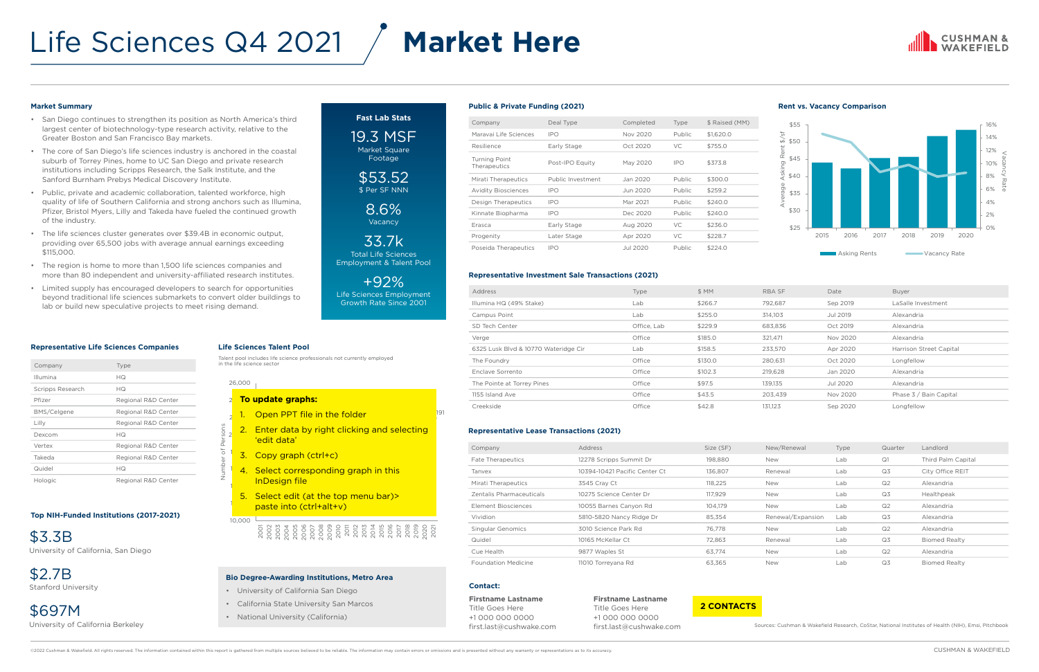# Life Sciences Q4 2021 / Market Here

CUSHMAN & WAKEFIELD

## Market Summary

- San Diego continues to strengthen its position as North America's third largest center of biotechnology-type research activity, relative to the Greater Boston and San Francisco Bay markets.
- The core of San Diego's life sciences industry is anchored in the coastal suburb of Torrey Pines, home to UC San Diego and private research institutions including Scripps Research, the Salk Institute, and the Sanford Burnham Prebys Medical Discovery Institute.
- Public, private and academic collaboration, talented workforce, high quality of life of Southern California and strong anchors such as Illumina, Pfizer, Bristol Myers, Lilly and Takeda have fueled the continued growth of the industry.
- The life sciences cluster generates over $39.4B in economic output, providing over 65,500 jobs with average annual earnings exceeding $115,000.
- The region is home to more than 1,500 life sciences companies and more than 80 independent and university-affiliated research institutes.
- Limited supply has encouraged developers to search for opportunities beyond traditional life sciences submarkets to convert older buildings to lab or build new speculative projects to meet rising demand.

## Fast Lab Stats

**19.3 MSF**
Market Square Footage

**$53.52**
$ Per SF NNN

**8.6%**
Vacancy

**33.7k**
Total Life Sciences Employment & Talent Pool

**+92%**
Life Sciences Employment Growth Rate Since 2001

## Representative Life Sciences Companies

| Company | Type |
|---|---|
| Illumina | HQ |
| Scripps Research | HQ |
| Pfizer | Regional R&D Center |
| BMS/Celgene | Regional R&D Center |
| Lilly | Regional R&D Center |
| Dexcom | HQ |
| Vertex | Regional R&D Center |
| Takeda | Regional R&D Center |
| Quidel | HQ |
| Hologic | Regional R&D Center |

## Life Sciences Talent Pool

Talent pool includes life science professionals not currently employed in the life science sector

26,000
10,000
Number of Persons
2001 2002 2003 2004 2005 2006 2007 2008 2009 2010 2011 2012 2013 2014 2015 2016 2017 2018 2019 2020 2021

**To update graphs:**

1. Open PPT file in the folder
2. Enter data by right clicking and selecting 'edit data'
3. Copy graph (ctrl+c)
4. Select corresponding graph in this InDesign file
5. Select edit (at the top menu bar)> paste into (ctrl+alt+v)

## Top NIH-Funded Institutions (2017-2021)

**$3.3B**
University of California, San Diego

**$2.7B**
Stanford University

**$697M**
University of California Berkeley

## Bio Degree-Awarding Institutions, Metro Area

- University of California San Diego
- California State University San Marcos
- National University (California)

## Public & Private Funding (2021)

| Company | Deal Type | Completed | Type | $ Raised (MM) |
|---|---|---|---|---|
| Maravai Life Sciences | IPO | Nov 2020 | Public | $1,620.0 |
| Resilience | Early Stage | Oct 2020 | VC | $755.0 |
| Turning Point Therapeutics | Post-IPO Equity | May 2020 | IPO | $373.8 |
| Mirati Therapeutics | Public Investment | Jan 2020 | Public | $300.0 |
| Avidity Biosciences | IPO | Jun 2020 | Public | $259.2 |
| Design Therapeutics | IPO | Mar 2021 | Public | $240.0 |
| Kinnate Biopharma | IPO | Dec 2020 | Public | $240.0 |
| Erasca | Early Stage | Aug 2020 | VC | $236.0 |
| Progenity | Later Stage | Apr 2020 | VC | $228.7 |
| Poseida Therapeutics | IPO | Jul 2020 | Public | $224.0 |

## Rent vs. Vacancy Comparison

Average Asking Rent $/sf: $55, $50, $45, $40, $35, $30, $25
Vacancy Rate: 16%, 14%, 12%, 10%, 8%, 6%, 4%, 2%, 0%
2015 2016 2017 2018 2019 2020
Asking Rents — Vacancy Rate

## Representative Investment Sale Transactions (2021)

| Address | Type | $ MM | RBA SF | Date | Buyer |
|---|---|---|---|---|---|
| Illumina HQ (49% Stake) | Lab | $266.7 | 792,687 | Sep 2019 | LaSalle Investment |
| Campus Point | Lab | $255.0 | 314,103 | Jul 2019 | Alexandria |
| SD Tech Center | Office, Lab | $229.9 | 683,836 | Oct 2019 | Alexandria |
| Verge | Office | $185.0 | 321,471 | Nov 2020 | Alexandria |
| 6325 Lusk Blvd & 10770 Wateridge Cir | Lab | $158.5 | 233,570 | Apr 2020 | Harrison Street Capital |
| The Foundry | Office | $130.0 | 280,631 | Oct 2020 | Longfellow |
| Enclave Sorrento | Office | $102.3 | 219,628 | Jan 2020 | Alexandria |
| The Pointe at Torrey Pines | Office | $97.5 | 139,135 | Jul 2020 | Alexandria |
| 1155 Island Ave | Office | $43.5 | 203,439 | Nov 2020 | Phase 3 / Bain Capital |
| Creekside | Office | $42.8 | 131,123 | Sep 2020 | Longfellow |

## Representative Lease Transactions (2021)

| Company | Address | Size (SF) | New/Renewal | Type | Quarter | Landlord |
|---|---|---|---|---|---|---|
| Fate Therapeutics | 12278 Scripps Summit Dr | 198,880 | New | Lab | Q1 | Third Palm Capital |
| Tanvex | 10394-10421 Pacific Center Ct | 136,807 | Renewal | Lab | Q3 | City Office REIT |
| Mirati Therapeutics | 3545 Cray Ct | 118,225 | New | Lab | Q2 | Alexandria |
| Zentalis Pharmaceuticals | 10275 Science Center Dr | 117,929 | New | Lab | Q3 | Healthpeak |
| Element Biosciences | 10055 Barnes Canyon Rd | 104,179 | New | Lab | Q2 | Alexandria |
| Vividion | 5810-5820 Nancy Ridge Dr | 85,354 | Renewal/Expansion | Lab | Q3 | Alexandria |
| Singular Genomics | 3010 Science Park Rd | 76,778 | New | Lab | Q2 | Alexandria |
| Quidel | 10165 McKellar Ct | 72,863 | Renewal | Lab | Q3 | Biomed Realty |
| Cue Health | 9877 Waples St | 63,774 | New | Lab | Q2 | Alexandria |
| Foundation Medicine | 11010 Torreyana Rd | 63,365 | New | Lab | Q3 | Biomed Realty |

## Contact:

**Firstname Lastname**
Title Goes Here
+1 000 000 0000
first.last@cushwake.com

**Firstname Lastname**
Title Goes Here
+1 000 000 0000
first.last@cushwake.com

**2 CONTACTS**

Sources: Cushman & Wakefield Research, CoStar, National Institutes of Health (NIH), Emsi, Pitchbook

©2022 Cushman & Wakefield. All rights reserved. The information contained within this report is gathered from multiple sources believed to be reliable. The information may contain errors or omissions and is presented without any warranty or representations as to its accuracy.

CUSHMAN & WAKEFIELD